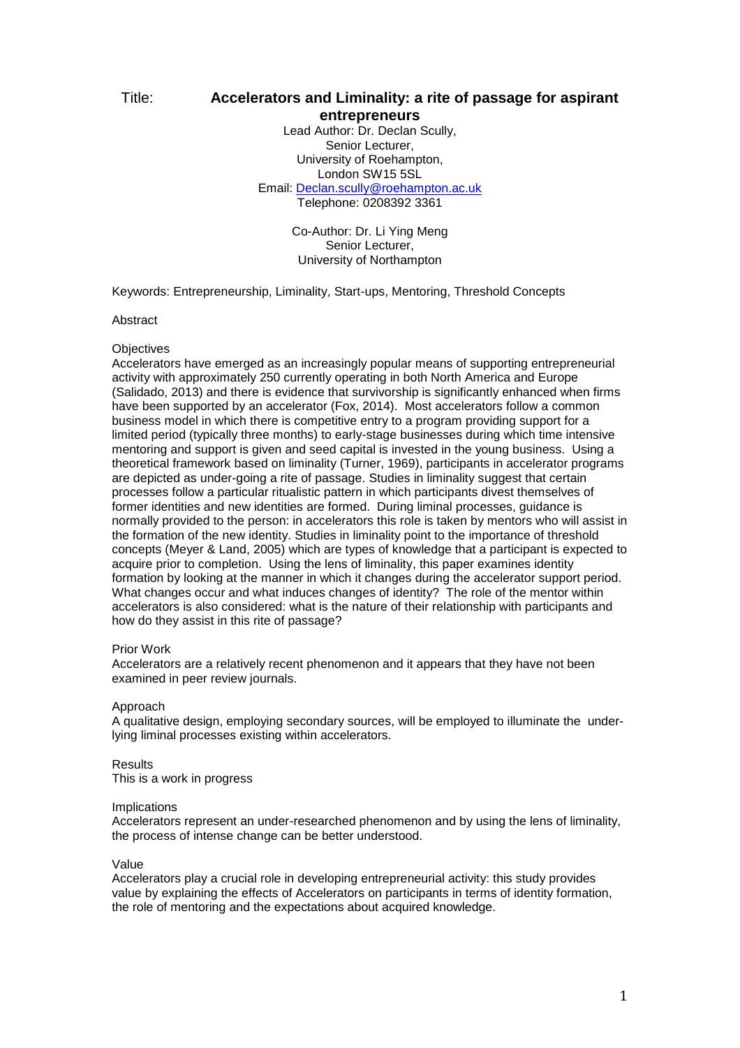Title: **Accelerators and Liminality: a rite of passage for aspirant entrepreneurs**

Lead Author: Dr. Declan Scully,
Senior Lecturer,
University of Roehampton,
London SW15 5SL
Email: Declan.scully@roehampton.ac.uk
Telephone: 0208392 3361

Co-Author: Dr. Li Ying Meng
Senior Lecturer,
University of Northampton

Keywords: Entrepreneurship, Liminality, Start-ups, Mentoring, Threshold Concepts

Abstract

Objectives

Accelerators have emerged as an increasingly popular means of supporting entrepreneurial activity with approximately 250 currently operating in both North America and Europe (Salidado, 2013) and there is evidence that survivorship is significantly enhanced when firms have been supported by an accelerator (Fox, 2014). Most accelerators follow a common business model in which there is competitive entry to a program providing support for a limited period (typically three months) to early-stage businesses during which time intensive mentoring and support is given and seed capital is invested in the young business. Using a theoretical framework based on liminality (Turner, 1969), participants in accelerator programs are depicted as under-going a rite of passage. Studies in liminality suggest that certain processes follow a particular ritualistic pattern in which participants divest themselves of former identities and new identities are formed. During liminal processes, guidance is normally provided to the person: in accelerators this role is taken by mentors who will assist in the formation of the new identity. Studies in liminality point to the importance of threshold concepts (Meyer & Land, 2005) which are types of knowledge that a participant is expected to acquire prior to completion. Using the lens of liminality, this paper examines identity formation by looking at the manner in which it changes during the accelerator support period. What changes occur and what induces changes of identity? The role of the mentor within accelerators is also considered: what is the nature of their relationship with participants and how do they assist in this rite of passage?

Prior Work

Accelerators are a relatively recent phenomenon and it appears that they have not been examined in peer review journals.

Approach

A qualitative design, employing secondary sources, will be employed to illuminate the under-lying liminal processes existing within accelerators.

Results

This is a work in progress

Implications

Accelerators represent an under-researched phenomenon and by using the lens of liminality, the process of intense change can be better understood.

Value

Accelerators play a crucial role in developing entrepreneurial activity: this study provides value by explaining the effects of Accelerators on participants in terms of identity formation, the role of mentoring and the expectations about acquired knowledge.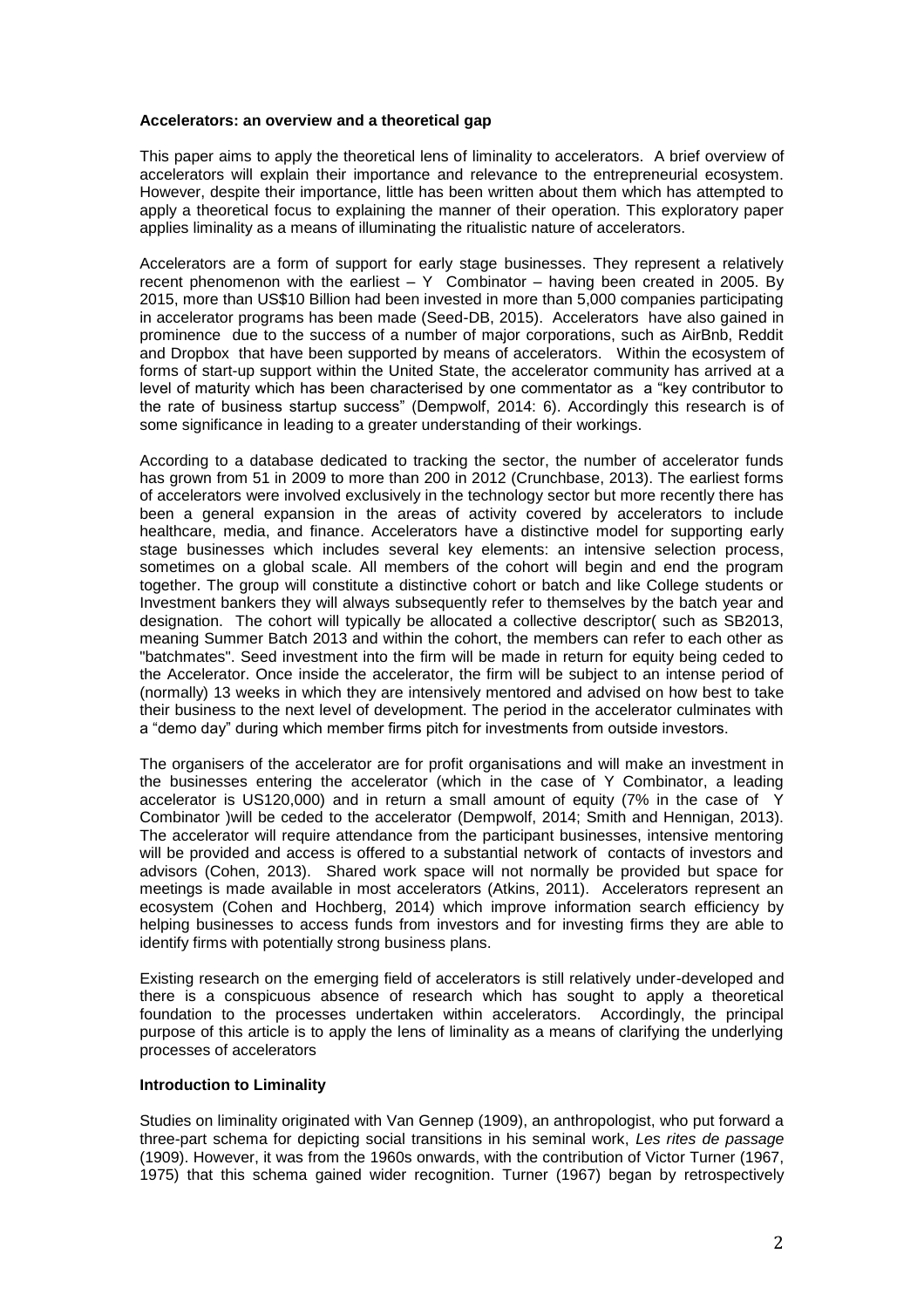**Accelerators: an overview and a theoretical gap**

This paper aims to apply the theoretical lens of liminality to accelerators. A brief overview of accelerators will explain their importance and relevance to the entrepreneurial ecosystem. However, despite their importance, little has been written about them which has attempted to apply a theoretical focus to explaining the manner of their operation. This exploratory paper applies liminality as a means of illuminating the ritualistic nature of accelerators.

Accelerators are a form of support for early stage businesses. They represent a relatively recent phenomenon with the earliest – Y Combinator – having been created in 2005. By 2015, more than US$10 Billion had been invested in more than 5,000 companies participating in accelerator programs has been made (Seed-DB, 2015). Accelerators have also gained in prominence due to the success of a number of major corporations, such as AirBnb, Reddit and Dropbox that have been supported by means of accelerators. Within the ecosystem of forms of start-up support within the United State, the accelerator community has arrived at a level of maturity which has been characterised by one commentator as a "key contributor to the rate of business startup success" (Dempwolf, 2014: 6). Accordingly this research is of some significance in leading to a greater understanding of their workings.

According to a database dedicated to tracking the sector, the number of accelerator funds has grown from 51 in 2009 to more than 200 in 2012 (Crunchbase, 2013). The earliest forms of accelerators were involved exclusively in the technology sector but more recently there has been a general expansion in the areas of activity covered by accelerators to include healthcare, media, and finance. Accelerators have a distinctive model for supporting early stage businesses which includes several key elements: an intensive selection process, sometimes on a global scale. All members of the cohort will begin and end the program together. The group will constitute a distinctive cohort or batch and like College students or Investment bankers they will always subsequently refer to themselves by the batch year and designation. The cohort will typically be allocated a collective descriptor( such as SB2013, meaning Summer Batch 2013 and within the cohort, the members can refer to each other as "batchmates". Seed investment into the firm will be made in return for equity being ceded to the Accelerator. Once inside the accelerator, the firm will be subject to an intense period of (normally) 13 weeks in which they are intensively mentored and advised on how best to take their business to the next level of development. The period in the accelerator culminates with a "demo day" during which member firms pitch for investments from outside investors.

The organisers of the accelerator are for profit organisations and will make an investment in the businesses entering the accelerator (which in the case of Y Combinator, a leading accelerator is US120,000) and in return a small amount of equity (7% in the case of Y Combinator )will be ceded to the accelerator (Dempwolf, 2014; Smith and Hennigan, 2013). The accelerator will require attendance from the participant businesses, intensive mentoring will be provided and access is offered to a substantial network of contacts of investors and advisors (Cohen, 2013). Shared work space will not normally be provided but space for meetings is made available in most accelerators (Atkins, 2011). Accelerators represent an ecosystem (Cohen and Hochberg, 2014) which improve information search efficiency by helping businesses to access funds from investors and for investing firms they are able to identify firms with potentially strong business plans.

Existing research on the emerging field of accelerators is still relatively under-developed and there is a conspicuous absence of research which has sought to apply a theoretical foundation to the processes undertaken within accelerators. Accordingly, the principal purpose of this article is to apply the lens of liminality as a means of clarifying the underlying processes of accelerators

**Introduction to Liminality**

Studies on liminality originated with Van Gennep (1909), an anthropologist, who put forward a three-part schema for depicting social transitions in his seminal work, *Les rites de passage* (1909). However, it was from the 1960s onwards, with the contribution of Victor Turner (1967, 1975) that this schema gained wider recognition. Turner (1967) began by retrospectively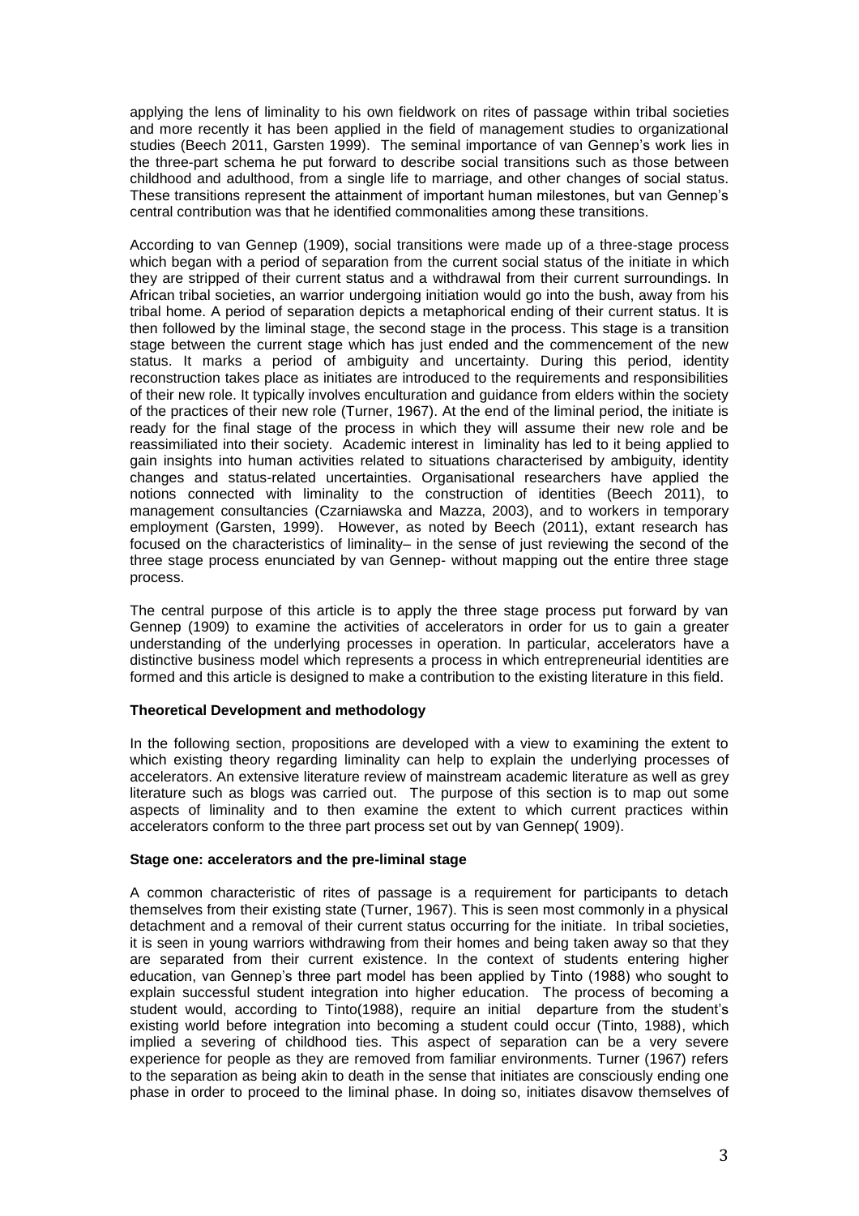applying the lens of liminality to his own fieldwork on rites of passage within tribal societies and more recently it has been applied in the field of management studies to organizational studies (Beech 2011, Garsten 1999). The seminal importance of van Gennep's work lies in the three-part schema he put forward to describe social transitions such as those between childhood and adulthood, from a single life to marriage, and other changes of social status. These transitions represent the attainment of important human milestones, but van Gennep's central contribution was that he identified commonalities among these transitions.

According to van Gennep (1909), social transitions were made up of a three-stage process which began with a period of separation from the current social status of the initiate in which they are stripped of their current status and a withdrawal from their current surroundings. In African tribal societies, an warrior undergoing initiation would go into the bush, away from his tribal home. A period of separation depicts a metaphorical ending of their current status. It is then followed by the liminal stage, the second stage in the process. This stage is a transition stage between the current stage which has just ended and the commencement of the new status. It marks a period of ambiguity and uncertainty. During this period, identity reconstruction takes place as initiates are introduced to the requirements and responsibilities of their new role. It typically involves enculturation and guidance from elders within the society of the practices of their new role (Turner, 1967). At the end of the liminal period, the initiate is ready for the final stage of the process in which they will assume their new role and be reassimiliated into their society. Academic interest in liminality has led to it being applied to gain insights into human activities related to situations characterised by ambiguity, identity changes and status-related uncertainties. Organisational researchers have applied the notions connected with liminality to the construction of identities (Beech 2011), to management consultancies (Czarniawska and Mazza, 2003), and to workers in temporary employment (Garsten, 1999). However, as noted by Beech (2011), extant research has focused on the characteristics of liminality– in the sense of just reviewing the second of the three stage process enunciated by van Gennep- without mapping out the entire three stage process.

The central purpose of this article is to apply the three stage process put forward by van Gennep (1909) to examine the activities of accelerators in order for us to gain a greater understanding of the underlying processes in operation. In particular, accelerators have a distinctive business model which represents a process in which entrepreneurial identities are formed and this article is designed to make a contribution to the existing literature in this field.

## Theoretical Development and methodology

In the following section, propositions are developed with a view to examining the extent to which existing theory regarding liminality can help to explain the underlying processes of accelerators. An extensive literature review of mainstream academic literature as well as grey literature such as blogs was carried out. The purpose of this section is to map out some aspects of liminality and to then examine the extent to which current practices within accelerators conform to the three part process set out by van Gennep( 1909).

### Stage one: accelerators and the pre-liminal stage

A common characteristic of rites of passage is a requirement for participants to detach themselves from their existing state (Turner, 1967). This is seen most commonly in a physical detachment and a removal of their current status occurring for the initiate. In tribal societies, it is seen in young warriors withdrawing from their homes and being taken away so that they are separated from their current existence. In the context of students entering higher education, van Gennep's three part model has been applied by Tinto (1988) who sought to explain successful student integration into higher education. The process of becoming a student would, according to Tinto(1988), require an initial departure from the student's existing world before integration into becoming a student could occur (Tinto, 1988), which implied a severing of childhood ties. This aspect of separation can be a very severe experience for people as they are removed from familiar environments. Turner (1967) refers to the separation as being akin to death in the sense that initiates are consciously ending one phase in order to proceed to the liminal phase. In doing so, initiates disavow themselves of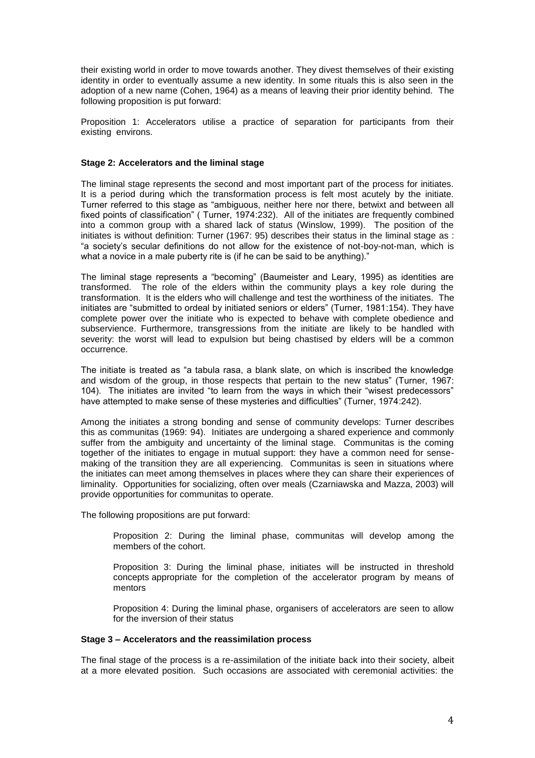their existing world in order to move towards another. They divest themselves of their existing identity in order to eventually assume a new identity. In some rituals this is also seen in the adoption of a new name (Cohen, 1964) as a means of leaving their prior identity behind. The following proposition is put forward:

Proposition 1: Accelerators utilise a practice of separation for participants from their existing environs.

**Stage 2: Accelerators and the liminal stage**

The liminal stage represents the second and most important part of the process for initiates. It is a period during which the transformation process is felt most acutely by the initiate. Turner referred to this stage as "ambiguous, neither here nor there, betwixt and between all fixed points of classification" ( Turner, 1974:232). All of the initiates are frequently combined into a common group with a shared lack of status (Winslow, 1999). The position of the initiates is without definition: Turner (1967: 95) describes their status in the liminal stage as : "a society's secular definitions do not allow for the existence of not-boy-not-man, which is what a novice in a male puberty rite is (if he can be said to be anything)."

The liminal stage represents a "becoming" (Baumeister and Leary, 1995) as identities are transformed. The role of the elders within the community plays a key role during the transformation. It is the elders who will challenge and test the worthiness of the initiates. The initiates are "submitted to ordeal by initiated seniors or elders" (Turner, 1981:154). They have complete power over the initiate who is expected to behave with complete obedience and subservience. Furthermore, transgressions from the initiate are likely to be handled with severity: the worst will lead to expulsion but being chastised by elders will be a common occurrence.

The initiate is treated as "a tabula rasa, a blank slate, on which is inscribed the knowledge and wisdom of the group, in those respects that pertain to the new status" (Turner, 1967: 104). The initiates are invited "to learn from the ways in which their "wisest predecessors" have attempted to make sense of these mysteries and difficulties" (Turner, 1974:242).

Among the initiates a strong bonding and sense of community develops: Turner describes this as communitas (1969: 94). Initiates are undergoing a shared experience and commonly suffer from the ambiguity and uncertainty of the liminal stage. Communitas is the coming together of the initiates to engage in mutual support: they have a common need for sense-making of the transition they are all experiencing. Communitas is seen in situations where the initiates can meet among themselves in places where they can share their experiences of liminality. Opportunities for socializing, often over meals (Czarniawska and Mazza, 2003) will provide opportunities for communitas to operate.

The following propositions are put forward:

> Proposition 2: During the liminal phase, communitas will develop among the members of the cohort.
>
> Proposition 3: During the liminal phase, initiates will be instructed in threshold concepts appropriate for the completion of the accelerator program by means of mentors
>
> Proposition 4: During the liminal phase, organisers of accelerators are seen to allow for the inversion of their status

**Stage 3 – Accelerators and the reassimilation process**

The final stage of the process is a re-assimilation of the initiate back into their society, albeit at a more elevated position. Such occasions are associated with ceremonial activities: the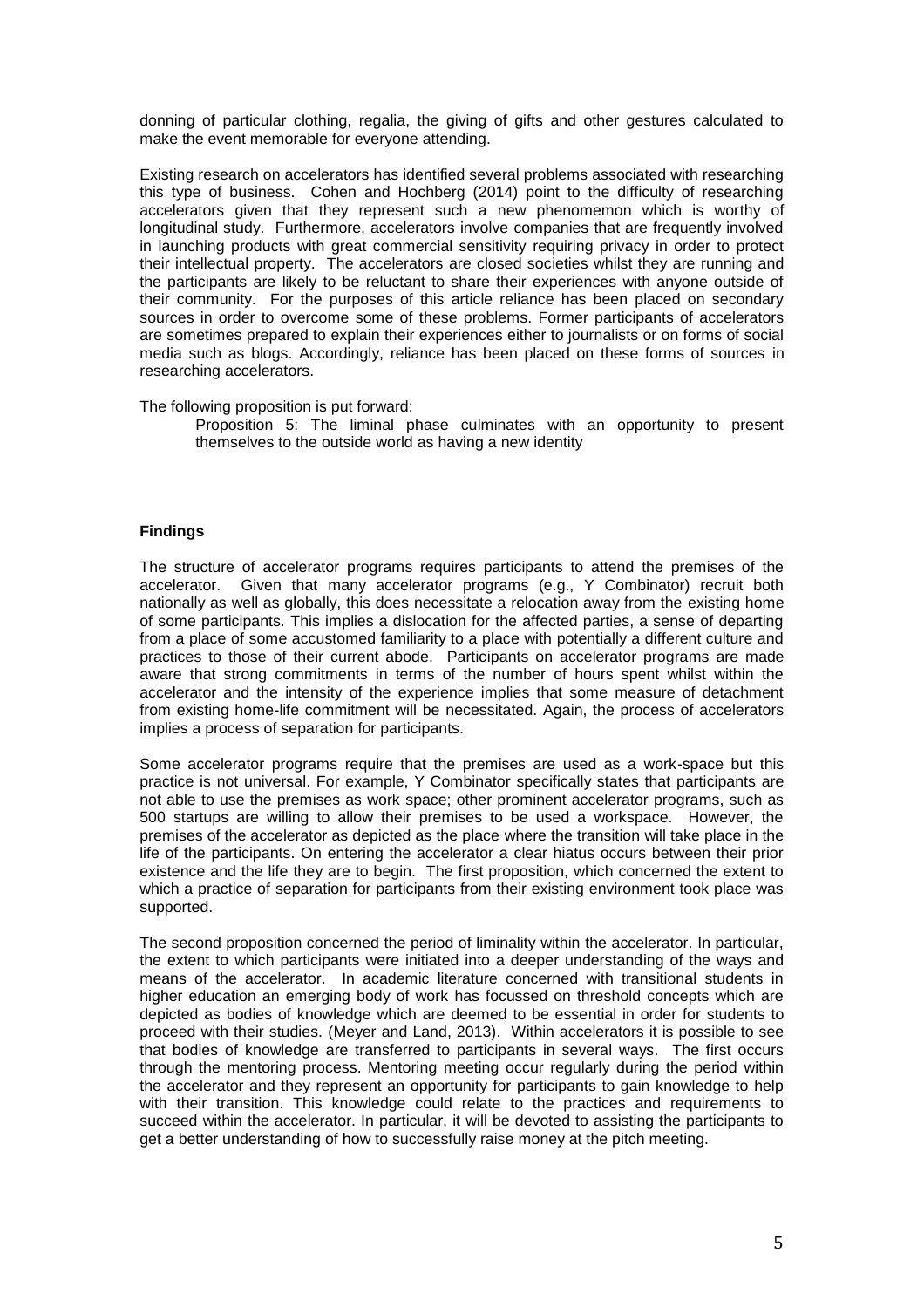donning of particular clothing, regalia, the giving of gifts and other gestures calculated to make the event memorable for everyone attending.

Existing research on accelerators has identified several problems associated with researching this type of business. Cohen and Hochberg (2014) point to the difficulty of researching accelerators given that they represent such a new phenomemon which is worthy of longitudinal study. Furthermore, accelerators involve companies that are frequently involved in launching products with great commercial sensitivity requiring privacy in order to protect their intellectual property. The accelerators are closed societies whilst they are running and the participants are likely to be reluctant to share their experiences with anyone outside of their community. For the purposes of this article reliance has been placed on secondary sources in order to overcome some of these problems. Former participants of accelerators are sometimes prepared to explain their experiences either to journalists or on forms of social media such as blogs. Accordingly, reliance has been placed on these forms of sources in researching accelerators.

The following proposition is put forward:

> Proposition 5: The liminal phase culminates with an opportunity to present themselves to the outside world as having a new identity

**Findings**

The structure of accelerator programs requires participants to attend the premises of the accelerator. Given that many accelerator programs (e.g., Y Combinator) recruit both nationally as well as globally, this does necessitate a relocation away from the existing home of some participants. This implies a dislocation for the affected parties, a sense of departing from a place of some accustomed familiarity to a place with potentially a different culture and practices to those of their current abode. Participants on accelerator programs are made aware that strong commitments in terms of the number of hours spent whilst within the accelerator and the intensity of the experience implies that some measure of detachment from existing home-life commitment will be necessitated. Again, the process of accelerators implies a process of separation for participants.

Some accelerator programs require that the premises are used as a work-space but this practice is not universal. For example, Y Combinator specifically states that participants are not able to use the premises as work space; other prominent accelerator programs, such as 500 startups are willing to allow their premises to be used a workspace. However, the premises of the accelerator as depicted as the place where the transition will take place in the life of the participants. On entering the accelerator a clear hiatus occurs between their prior existence and the life they are to begin. The first proposition, which concerned the extent to which a practice of separation for participants from their existing environment took place was supported.

The second proposition concerned the period of liminality within the accelerator. In particular, the extent to which participants were initiated into a deeper understanding of the ways and means of the accelerator. In academic literature concerned with transitional students in higher education an emerging body of work has focussed on threshold concepts which are depicted as bodies of knowledge which are deemed to be essential in order for students to proceed with their studies. (Meyer and Land, 2013). Within accelerators it is possible to see that bodies of knowledge are transferred to participants in several ways. The first occurs through the mentoring process. Mentoring meeting occur regularly during the period within the accelerator and they represent an opportunity for participants to gain knowledge to help with their transition. This knowledge could relate to the practices and requirements to succeed within the accelerator. In particular, it will be devoted to assisting the participants to get a better understanding of how to successfully raise money at the pitch meeting.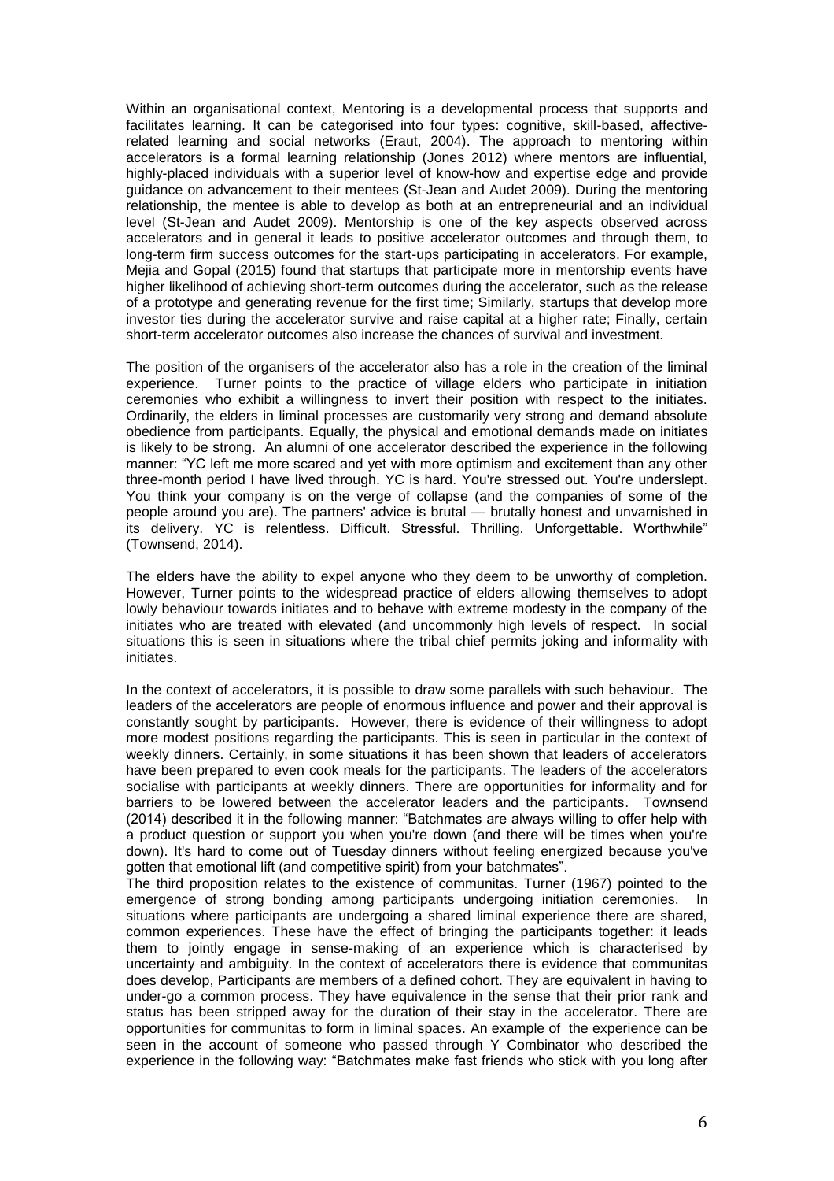Within an organisational context, Mentoring is a developmental process that supports and facilitates learning. It can be categorised into four types: cognitive, skill-based, affective-related learning and social networks (Eraut, 2004). The approach to mentoring within accelerators is a formal learning relationship (Jones 2012) where mentors are influential, highly-placed individuals with a superior level of know-how and expertise edge and provide guidance on advancement to their mentees (St-Jean and Audet 2009). During the mentoring relationship, the mentee is able to develop as both at an entrepreneurial and an individual level (St-Jean and Audet 2009). Mentorship is one of the key aspects observed across accelerators and in general it leads to positive accelerator outcomes and through them, to long-term firm success outcomes for the start-ups participating in accelerators. For example, Mejia and Gopal (2015) found that startups that participate more in mentorship events have higher likelihood of achieving short-term outcomes during the accelerator, such as the release of a prototype and generating revenue for the first time; Similarly, startups that develop more investor ties during the accelerator survive and raise capital at a higher rate; Finally, certain short-term accelerator outcomes also increase the chances of survival and investment.

The position of the organisers of the accelerator also has a role in the creation of the liminal experience. Turner points to the practice of village elders who participate in initiation ceremonies who exhibit a willingness to invert their position with respect to the initiates. Ordinarily, the elders in liminal processes are customarily very strong and demand absolute obedience from participants. Equally, the physical and emotional demands made on initiates is likely to be strong. An alumni of one accelerator described the experience in the following manner: "YC left me more scared and yet with more optimism and excitement than any other three-month period I have lived through. YC is hard. You're stressed out. You're underslept. You think your company is on the verge of collapse (and the companies of some of the people around you are). The partners' advice is brutal — brutally honest and unvarnished in its delivery. YC is relentless. Difficult. Stressful. Thrilling. Unforgettable. Worthwhile" (Townsend, 2014).

The elders have the ability to expel anyone who they deem to be unworthy of completion. However, Turner points to the widespread practice of elders allowing themselves to adopt lowly behaviour towards initiates and to behave with extreme modesty in the company of the initiates who are treated with elevated (and uncommonly high levels of respect. In social situations this is seen in situations where the tribal chief permits joking and informality with initiates.

In the context of accelerators, it is possible to draw some parallels with such behaviour. The leaders of the accelerators are people of enormous influence and power and their approval is constantly sought by participants. However, there is evidence of their willingness to adopt more modest positions regarding the participants. This is seen in particular in the context of weekly dinners. Certainly, in some situations it has been shown that leaders of accelerators have been prepared to even cook meals for the participants. The leaders of the accelerators socialise with participants at weekly dinners. There are opportunities for informality and for barriers to be lowered between the accelerator leaders and the participants. Townsend (2014) described it in the following manner: "Batchmates are always willing to offer help with a product question or support you when you're down (and there will be times when you're down). It's hard to come out of Tuesday dinners without feeling energized because you've gotten that emotional lift (and competitive spirit) from your batchmates".

The third proposition relates to the existence of communitas. Turner (1967) pointed to the emergence of strong bonding among participants undergoing initiation ceremonies. In situations where participants are undergoing a shared liminal experience there are shared, common experiences. These have the effect of bringing the participants together: it leads them to jointly engage in sense-making of an experience which is characterised by uncertainty and ambiguity. In the context of accelerators there is evidence that communitas does develop, Participants are members of a defined cohort. They are equivalent in having to under-go a common process. They have equivalence in the sense that their prior rank and status has been stripped away for the duration of their stay in the accelerator. There are opportunities for communitas to form in liminal spaces. An example of the experience can be seen in the account of someone who passed through Y Combinator who described the experience in the following way: "Batchmates make fast friends who stick with you long after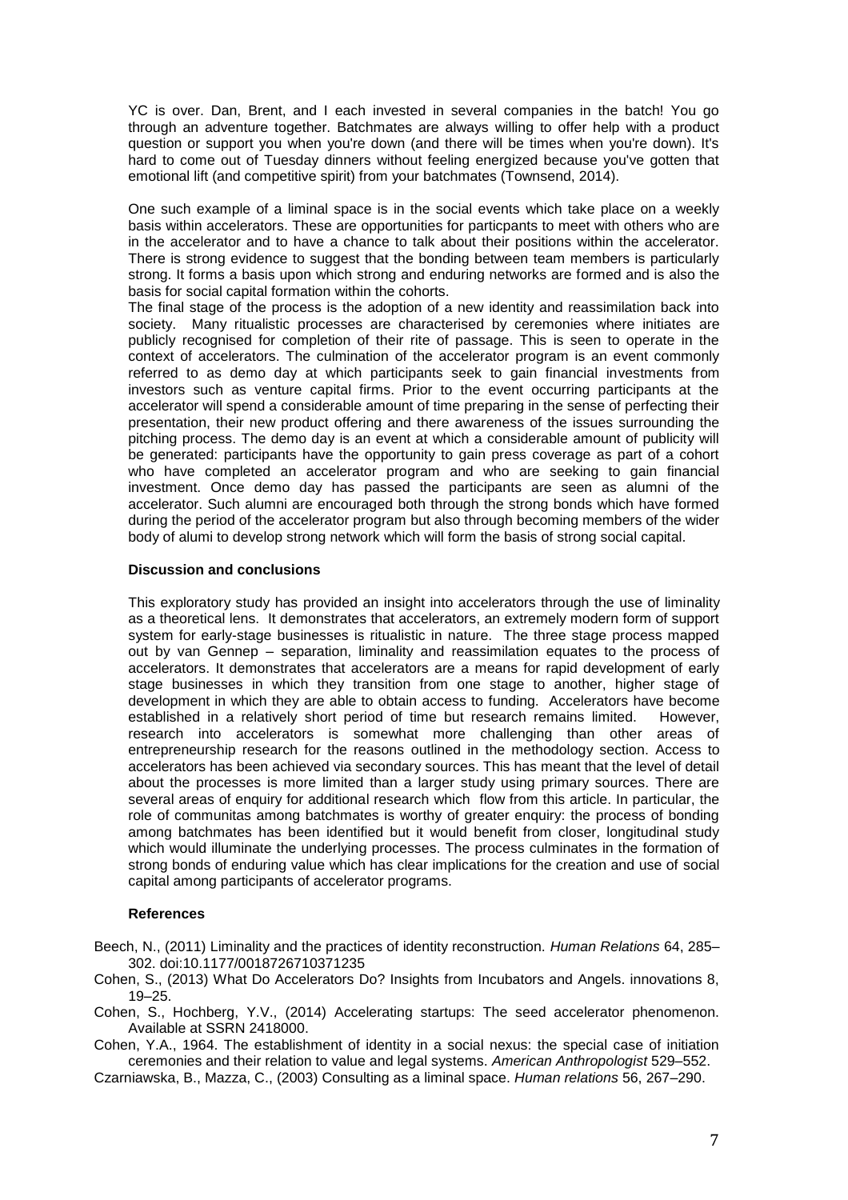YC is over. Dan, Brent, and I each invested in several companies in the batch! You go through an adventure together. Batchmates are always willing to offer help with a product question or support you when you're down (and there will be times when you're down). It's hard to come out of Tuesday dinners without feeling energized because you've gotten that emotional lift (and competitive spirit) from your batchmates (Townsend, 2014).

One such example of a liminal space is in the social events which take place on a weekly basis within accelerators. These are opportunities for particpants to meet with others who are in the accelerator and to have a chance to talk about their positions within the accelerator. There is strong evidence to suggest that the bonding between team members is particularly strong. It forms a basis upon which strong and enduring networks are formed and is also the basis for social capital formation within the cohorts.

The final stage of the process is the adoption of a new identity and reassimilation back into society. Many ritualistic processes are characterised by ceremonies where initiates are publicly recognised for completion of their rite of passage. This is seen to operate in the context of accelerators. The culmination of the accelerator program is an event commonly referred to as demo day at which participants seek to gain financial investments from investors such as venture capital firms. Prior to the event occurring participants at the accelerator will spend a considerable amount of time preparing in the sense of perfecting their presentation, their new product offering and there awareness of the issues surrounding the pitching process. The demo day is an event at which a considerable amount of publicity will be generated: participants have the opportunity to gain press coverage as part of a cohort who have completed an accelerator program and who are seeking to gain financial investment. Once demo day has passed the participants are seen as alumni of the accelerator. Such alumni are encouraged both through the strong bonds which have formed during the period of the accelerator program but also through becoming members of the wider body of alumi to develop strong network which will form the basis of strong social capital.

**Discussion and conclusions**

This exploratory study has provided an insight into accelerators through the use of liminality as a theoretical lens. It demonstrates that accelerators, an extremely modern form of support system for early-stage businesses is ritualistic in nature. The three stage process mapped out by van Gennep – separation, liminality and reassimilation equates to the process of accelerators. It demonstrates that accelerators are a means for rapid development of early stage businesses in which they transition from one stage to another, higher stage of development in which they are able to obtain access to funding. Accelerators have become established in a relatively short period of time but research remains limited. However, research into accelerators is somewhat more challenging than other areas of entrepreneurship research for the reasons outlined in the methodology section. Access to accelerators has been achieved via secondary sources. This has meant that the level of detail about the processes is more limited than a larger study using primary sources. There are several areas of enquiry for additional research which flow from this article. In particular, the role of communitas among batchmates is worthy of greater enquiry: the process of bonding among batchmates has been identified but it would benefit from closer, longitudinal study which would illuminate the underlying processes. The process culminates in the formation of strong bonds of enduring value which has clear implications for the creation and use of social capital among participants of accelerator programs.

**References**

Beech, N., (2011) Liminality and the practices of identity reconstruction. *Human Relations* 64, 285–302. doi:10.1177/0018726710371235

Cohen, S., (2013) What Do Accelerators Do? Insights from Incubators and Angels. innovations 8, 19–25.

Cohen, S., Hochberg, Y.V., (2014) Accelerating startups: The seed accelerator phenomenon. Available at SSRN 2418000.

Cohen, Y.A., 1964. The establishment of identity in a social nexus: the special case of initiation ceremonies and their relation to value and legal systems. *American Anthropologist* 529–552.

Czarniawska, B., Mazza, C., (2003) Consulting as a liminal space. *Human relations* 56, 267–290.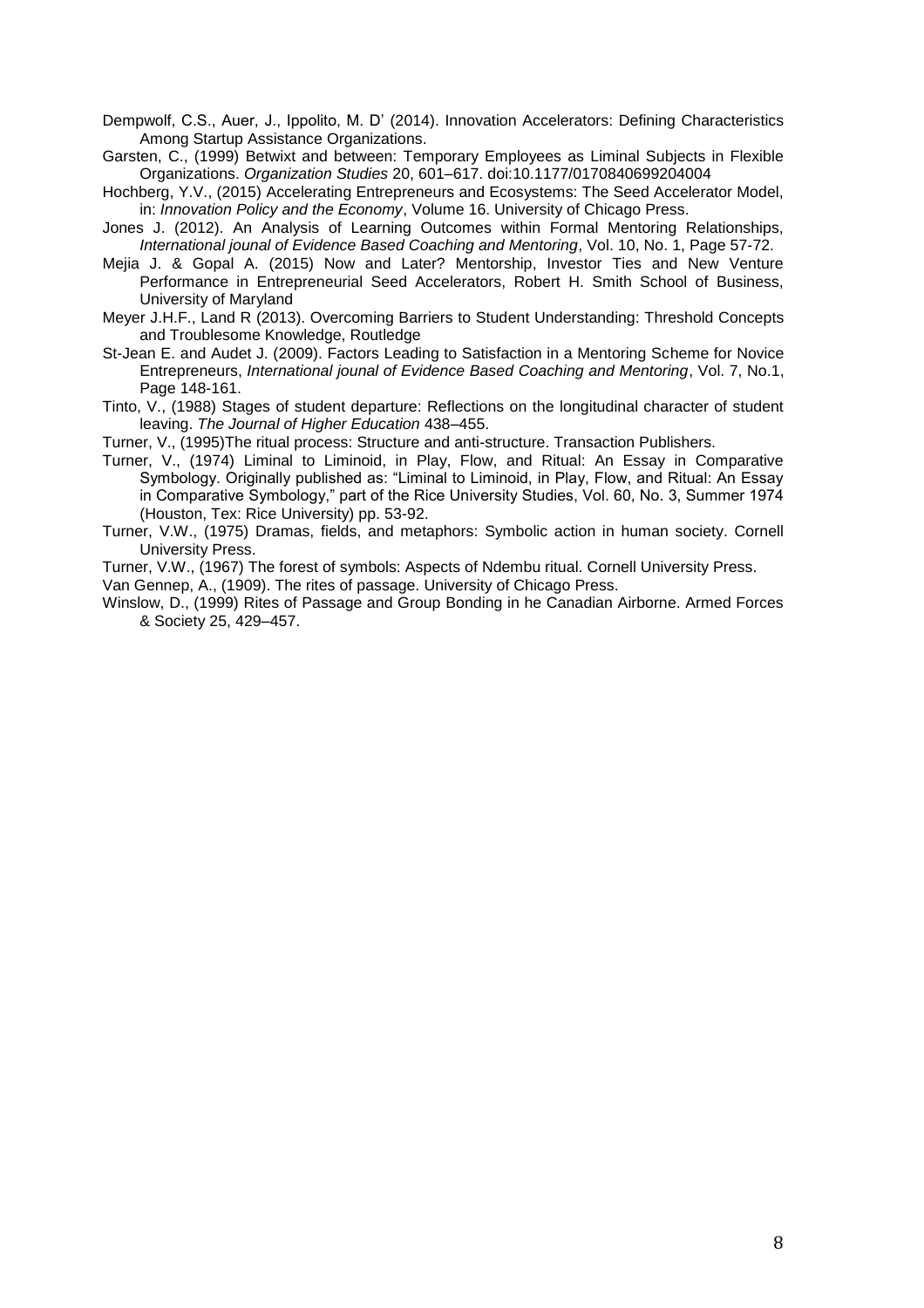Dempwolf, C.S., Auer, J., Ippolito, M. D' (2014). Innovation Accelerators: Defining Characteristics Among Startup Assistance Organizations.

Garsten, C., (1999) Betwixt and between: Temporary Employees as Liminal Subjects in Flexible Organizations. *Organization Studies* 20, 601–617. doi:10.1177/0170840699204004

Hochberg, Y.V., (2015) Accelerating Entrepreneurs and Ecosystems: The Seed Accelerator Model, in: *Innovation Policy and the Economy*, Volume 16. University of Chicago Press.

Jones J. (2012). An Analysis of Learning Outcomes within Formal Mentoring Relationships, *International jounal of Evidence Based Coaching and Mentoring*, Vol. 10, No. 1, Page 57-72.

Mejia J. & Gopal A. (2015) Now and Later? Mentorship, Investor Ties and New Venture Performance in Entrepreneurial Seed Accelerators, Robert H. Smith School of Business, University of Maryland

Meyer J.H.F., Land R (2013). Overcoming Barriers to Student Understanding: Threshold Concepts and Troublesome Knowledge, Routledge

St-Jean E. and Audet J. (2009). Factors Leading to Satisfaction in a Mentoring Scheme for Novice Entrepreneurs, *International jounal of Evidence Based Coaching and Mentoring*, Vol. 7, No.1, Page 148-161.

Tinto, V., (1988) Stages of student departure: Reflections on the longitudinal character of student leaving. *The Journal of Higher Education* 438–455.

Turner, V., (1995)The ritual process: Structure and anti-structure. Transaction Publishers.

Turner, V., (1974) Liminal to Liminoid, in Play, Flow, and Ritual: An Essay in Comparative Symbology. Originally published as: "Liminal to Liminoid, in Play, Flow, and Ritual: An Essay in Comparative Symbology," part of the Rice University Studies, Vol. 60, No. 3, Summer 1974 (Houston, Tex: Rice University) pp. 53-92.

Turner, V.W., (1975) Dramas, fields, and metaphors: Symbolic action in human society. Cornell University Press.

Turner, V.W., (1967) The forest of symbols: Aspects of Ndembu ritual. Cornell University Press.

Van Gennep, A., (1909). The rites of passage. University of Chicago Press.

Winslow, D., (1999) Rites of Passage and Group Bonding in he Canadian Airborne. Armed Forces & Society 25, 429–457.